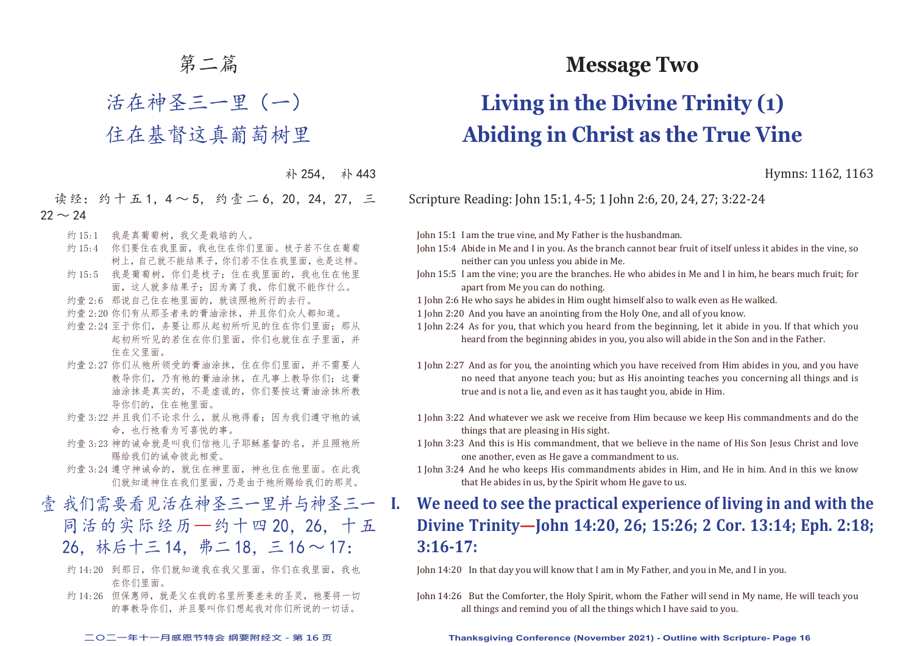# 第二篇

## 活在神圣三一里（一）住在基督这真葡萄树里

补 254， 补 443

读经：约十五1，4～5，约壹二6，20，24，27，三22～24

约 15:1　我是真葡萄树，我父是栽培的人。

约 15:4　你们要住在我里面，我也住在你们里面。枝子若不住在葡萄树上，自己就不能结果子，你们若不住在我里面，也是这样。

约 15:5　我是葡萄树，你们是枝子；住在我里面的，我也住在他里面，这人就多结果子；因为离了我，你们就不能作什么。

约壹 2:6　那说自己住在祂里面的，就该照祂所行的去行。

约壹 2:20 你们有从那圣者来的膏油涂抹，并且你们众人都知道。

约壹 2:24 至于你们，务要让那从起初所听见的住在你们里面；那从起初所听见的若住在你们里面，你们也就住在子里面，并住在父里面。

约壹 2:27 你们从祂所领受的膏油涂抹，住在你们里面，并不需要人教导你们，乃有祂的膏油涂抹，在凡事上教导你们；这膏油涂抹是真实的，不是虚谎的，你们要按这膏油涂抹所教导你们的，住在祂里面。

约壹 3:22 并且我们不论求什么，就从祂得着；因为我们遵守祂的诫命，也行祂看为可喜悦的事。

约壹 3:23 神的诫命就是叫我们信祂儿子耶稣基督的名，并且照祂所赐给我们的诫命彼此相爱。

约壹 3:24 遵守神诫命的，就住在神里面，神也住在他里面。在此我们就知道神住在我们里面，乃是由于祂所赐给我们的那灵。

### 壹 我们需要看见活在神圣三一里并与神圣三一同活的实际经历—约十四20，26，十五26，林后十三14，弗二18，三16～17：

约 14:20　到那日，你们就知道我在我父里面，你们在我里面，我也在你们里面。

约 14:26　但保惠师，就是父在我的名里所要差来的圣灵，祂要将一切的事教导你们，并且要叫你们想起我对你们所说的一切话。

# Message Two

## Living in the Divine Trinity (1) Abiding in Christ as the True Vine

Hymns: 1162, 1163

Scripture Reading: John 15:1, 4-5; 1 John 2:6, 20, 24, 27; 3:22-24

John 15:1 I am the true vine, and My Father is the husbandman.

John 15:4 Abide in Me and I in you. As the branch cannot bear fruit of itself unless it abides in the vine, so neither can you unless you abide in Me.

John 15:5 I am the vine; you are the branches. He who abides in Me and I in him, he bears much fruit; for apart from Me you can do nothing.

1 John 2:6 He who says he abides in Him ought himself also to walk even as He walked.

1 John 2:20 And you have an anointing from the Holy One, and all of you know.

1 John 2:24 As for you, that which you heard from the beginning, let it abide in you. If that which you heard from the beginning abides in you, you also will abide in the Son and in the Father.

1 John 2:27 And as for you, the anointing which you have received from Him abides in you, and you have no need that anyone teach you; but as His anointing teaches you concerning all things and is true and is not a lie, and even as it has taught you, abide in Him.

1 John 3:22 And whatever we ask we receive from Him because we keep His commandments and do the things that are pleasing in His sight.

1 John 3:23 And this is His commandment, that we believe in the name of His Son Jesus Christ and love one another, even as He gave a commandment to us.

1 John 3:24 And he who keeps His commandments abides in Him, and He in him. And in this we know that He abides in us, by the Spirit whom He gave to us.

### I. We need to see the practical experience of living in and with the Divine Trinity—John 14:20, 26; 15:26; 2 Cor. 13:14; Eph. 2:18; 3:16-17:

John 14:20 In that day you will know that I am in My Father, and you in Me, and I in you.

John 14:26 But the Comforter, the Holy Spirit, whom the Father will send in My name, He will teach you all things and remind you of all the things which I have said to you.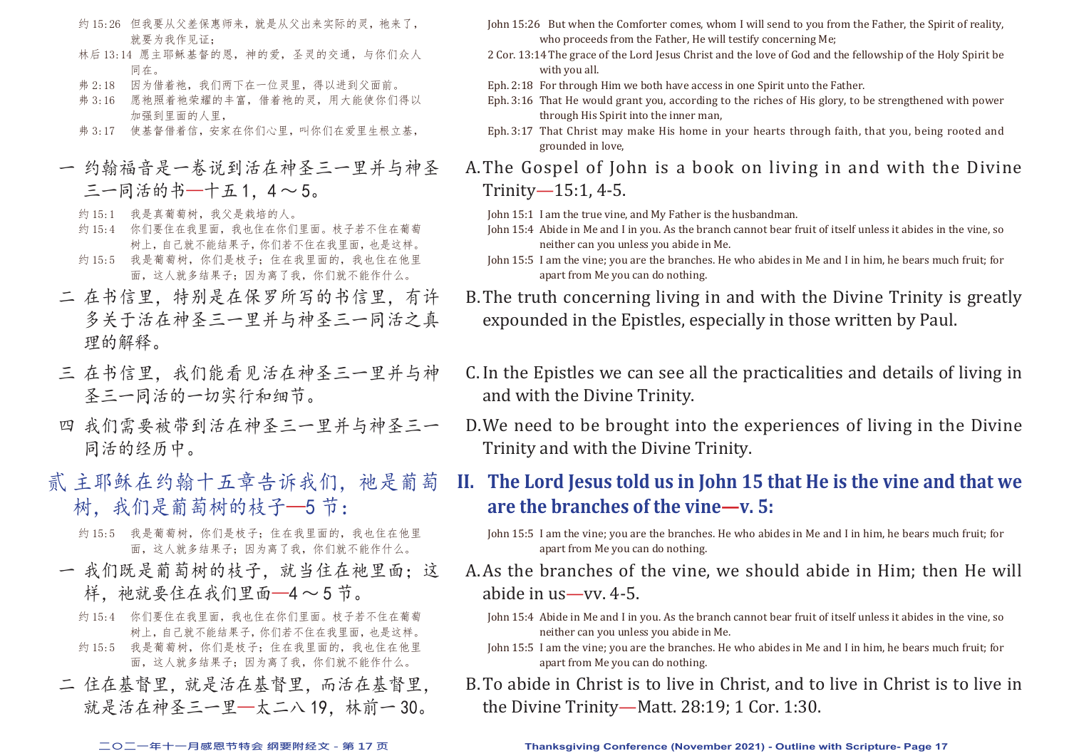约 15:26　但我要从父差保惠师来，就是从父出来实际的灵，祂来了，就要为我作见证；

林后 13:14　愿主耶稣基督的恩，神的爱，圣灵的交通，与你们众人同在。

弗 2:18　因为借着祂，我们两下在一位灵里，得以进到父面前。

弗 3:16　愿祂照着祂荣耀的丰富，借着祂的灵，用大能使你们得以加强到里面的人里，

弗 3:17　使基督借着信，安家在你们心里，叫你们在爱里生根立基，

一　约翰福音是一卷说到活在神圣三一里并与神圣三一同活的书—十五 1，4 ～ 5。

约 15:1　我是真葡萄树，我父是栽培的人。

约 15:4　你们要住在我里面，我也住在你们里面。枝子若不住在葡萄树上，自己就不能结果子，你们若不住在我里面，也是这样。

约 15:5　我是葡萄树，你们是枝子；住在我里面的，我也住在他里面，这人就多结果子；因为离了我，你们就不能作什么。

二　在书信里，特别是在保罗所写的书信里，有许多关于活在神圣三一里并与神圣三一同活之真理的解释。

三　在书信里，我们能看见活在神圣三一里并与神圣三一同活的一切实行和细节。

四　我们需要被带到活在神圣三一里并与神圣三一同活的经历中。

## 贰　主耶稣在约翰十五章告诉我们，祂是葡萄树，我们是葡萄树的枝子—5 节：

约 15:5　我是葡萄树，你们是枝子；住在我里面的，我也住在他里面，这人就多结果子；因为离了我，你们就不能作什么。

一　我们既是葡萄树的枝子，就当住在祂里面；这样，祂就要住在我们里面—4 ～ 5 节。

约 15:4　你们要住在我里面，我也住在你们里面。枝子若不住在葡萄树上，自己就不能结果子，你们若不住在我里面，也是这样。

约 15:5　我是葡萄树，你们是枝子；住在我里面的，我也住在他里面，这人就多结果子；因为离了我，你们就不能作什么。

二　住在基督里，就是活在基督里，而活在基督里，就是活在神圣三一里—太二八 19，林前一 30。

---

John 15:26　But when the Comforter comes, whom I will send to you from the Father, the Spirit of reality, who proceeds from the Father, He will testify concerning Me;

2 Cor. 13:14　The grace of the Lord Jesus Christ and the love of God and the fellowship of the Holy Spirit be with you all.

Eph. 2:18　For through Him we both have access in one Spirit unto the Father.

Eph. 3:16　That He would grant you, according to the riches of His glory, to be strengthened with power through His Spirit into the inner man,

Eph. 3:17　That Christ may make His home in your hearts through faith, that you, being rooted and grounded in love,

A. The Gospel of John is a book on living in and with the Divine Trinity—15:1, 4-5.

John 15:1　I am the true vine, and My Father is the husbandman.

John 15:4　Abide in Me and I in you. As the branch cannot bear fruit of itself unless it abides in the vine, so neither can you unless you abide in Me.

John 15:5　I am the vine; you are the branches. He who abides in Me and I in him, he bears much fruit; for apart from Me you can do nothing.

B. The truth concerning living in and with the Divine Trinity is greatly expounded in the Epistles, especially in those written by Paul.

C. In the Epistles we can see all the practicalities and details of living in and with the Divine Trinity.

D. We need to be brought into the experiences of living in the Divine Trinity and with the Divine Trinity.

## II. The Lord Jesus told us in John 15 that He is the vine and that we are the branches of the vine—v. 5:

John 15:5　I am the vine; you are the branches. He who abides in Me and I in him, he bears much fruit; for apart from Me you can do nothing.

A. As the branches of the vine, we should abide in Him; then He will abide in us—vv. 4-5.

John 15:4　Abide in Me and I in you. As the branch cannot bear fruit of itself unless it abides in the vine, so neither can you unless you abide in Me.

John 15:5　I am the vine; you are the branches. He who abides in Me and I in him, he bears much fruit; for apart from Me you can do nothing.

B. To abide in Christ is to live in Christ, and to live in Christ is to live in the Divine Trinity—Matt. 28:19; 1 Cor. 1:30.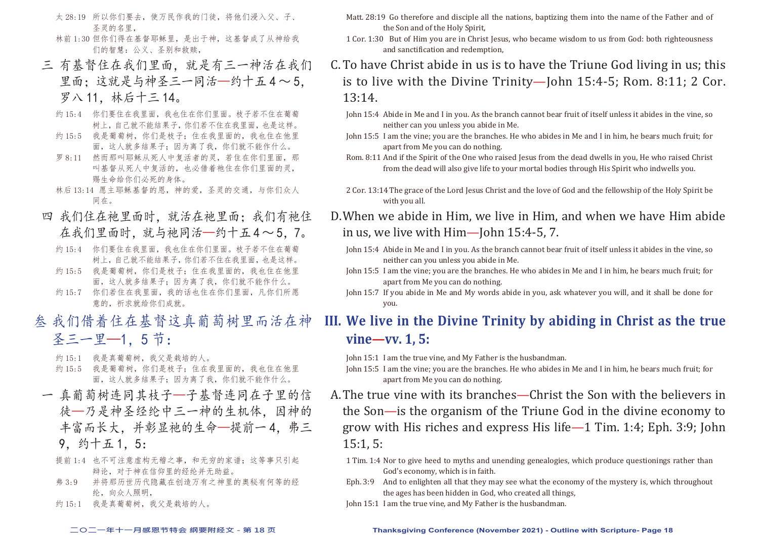太 28:19　所以你们要去，使万民作我的门徒，将他们浸入父、子、圣灵的名里，

林前 1:30　但你们得在基督耶稣里，是出于神，这基督成了从神给我们的智慧：公义、圣别和救赎，

三　有基督住在我们里面，就是有三一神活在我们里面；这就是与神圣三一同活—约十五4～5，罗八11，林后十三14。

约 15:4　你们要住在我里面，我也住在你们里面。枝子若不住在葡萄树上，自己就不能结果子，你们若不住在我里面，也是这样。

约 15:5　我是葡萄树，你们是枝子；住在我里面的，我也住在他里面，这人就多结果子；因为离了我，你们就不能作什么。

罗 8:11　然而那叫耶稣从死人中复活者的灵，若住在你们里面，那叫基督从死人中复活的，也必借着祂住在你们里面的灵，赐生命给你们必死的身体。

林后 13:14　愿主耶稣基督的恩，神的爱，圣灵的交通，与你们众人同在。

四　我们住在祂里面时，就活在祂里面；我们有祂住在我们里面时，就与祂同活—约十五4～5，7。

约 15:4　你们要住在我里面，我也住在你们里面。枝子若不住在葡萄树上，自己就不能结果子，你们若不住在我里面，也是这样。

约 15:5　我是葡萄树，你们是枝子；住在我里面的，我也住在他里面，这人就多结果子；因为离了我，你们就不能作什么。

约 15:7　你们若住在我里面，我的话也住在你们里面，凡你们所愿意的，祈求就给你们成就。

## 叁　我们借着住在基督这真葡萄树里而活在神圣三一里—1，5节：

约 15:1　我是真葡萄树，我父是栽培的人。

约 15:5　我是葡萄树，你们是枝子；住在我里面的，我也住在他里面，这人就多结果子；因为离了我，你们就不能作什么。

一　真葡萄树连同其枝子—子基督连同在子里的信徒—乃是神圣经纶中三一神的生机体，因神的丰富而长大，并彰显祂的生命—提前一4，弗三9，约十五1，5：

提前 1:4　也不可注意虚构无稽之事，和无穷的家谱；这等事只引起辩论，对于神在信仰里的经纶并无助益。

弗 3:9　并将那历世历代隐藏在创造万有之神里的奥秘有何等的经纶，向众人照明，

约 15:1　我是真葡萄树，我父是栽培的人。

Matt. 28:19　Go therefore and disciple all the nations, baptizing them into the name of the Father and of the Son and of the Holy Spirit,

1 Cor. 1:30　But of Him you are in Christ Jesus, who became wisdom to us from God: both righteousness and sanctification and redemption,

C. To have Christ abide in us is to have the Triune God living in us; this is to live with the Divine Trinity—John 15:4-5; Rom. 8:11; 2 Cor. 13:14.

John 15:4　Abide in Me and I in you. As the branch cannot bear fruit of itself unless it abides in the vine, so neither can you unless you abide in Me.

John 15:5　I am the vine; you are the branches. He who abides in Me and I in him, he bears much fruit; for apart from Me you can do nothing.

Rom. 8:11　And if the Spirit of the One who raised Jesus from the dead dwells in you, He who raised Christ from the dead will also give life to your mortal bodies through His Spirit who indwells you.

2 Cor. 13:14　The grace of the Lord Jesus Christ and the love of God and the fellowship of the Holy Spirit be with you all.

D. When we abide in Him, we live in Him, and when we have Him abide in us, we live with Him—John 15:4-5, 7.

John 15:4　Abide in Me and I in you. As the branch cannot bear fruit of itself unless it abides in the vine, so neither can you unless you abide in Me.

John 15:5　I am the vine; you are the branches. He who abides in Me and I in him, he bears much fruit; for apart from Me you can do nothing.

John 15:7　If you abide in Me and My words abide in you, ask whatever you will, and it shall be done for you.

## III. We live in the Divine Trinity by abiding in Christ as the true vine—vv. 1, 5:

John 15:1　I am the true vine, and My Father is the husbandman.

John 15:5　I am the vine; you are the branches. He who abides in Me and I in him, he bears much fruit; for apart from Me you can do nothing.

A. The true vine with its branches—Christ the Son with the believers in the Son—is the organism of the Triune God in the divine economy to grow with His riches and express His life—1 Tim. 1:4; Eph. 3:9; John 15:1, 5:

1 Tim. 1:4　Nor to give heed to myths and unending genealogies, which produce questionings rather than God's economy, which is in faith.

Eph. 3:9　And to enlighten all that they may see what the economy of the mystery is, which throughout the ages has been hidden in God, who created all things,

John 15:1　I am the true vine, and My Father is the husbandman.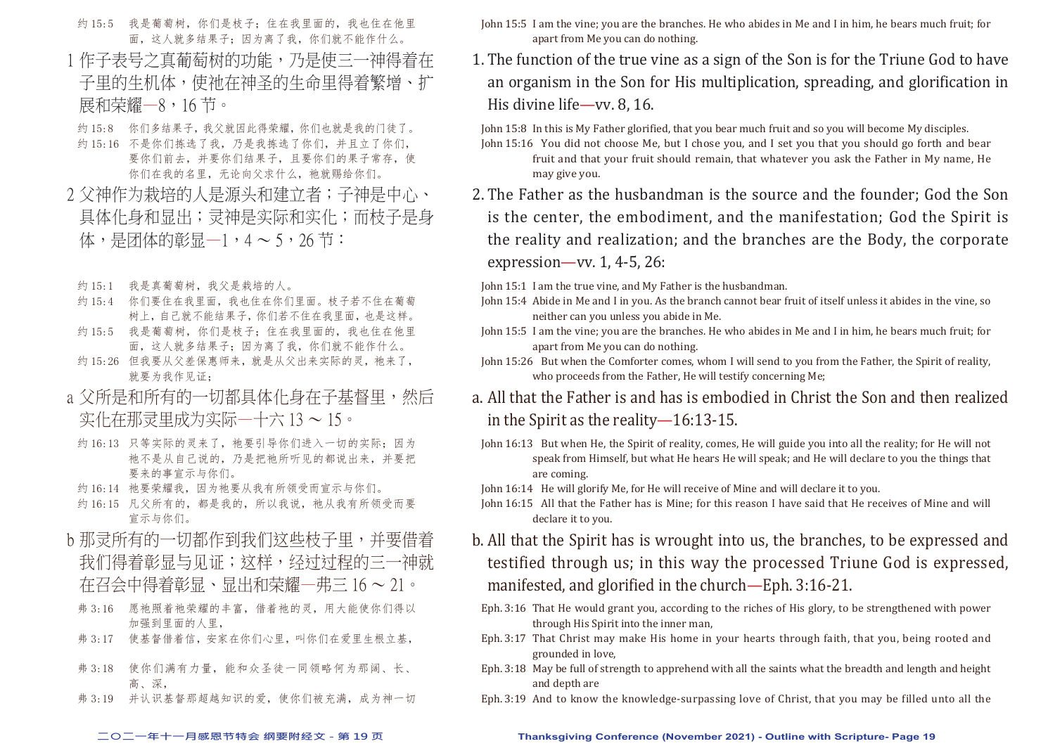约 15:5　我是葡萄树，你们是枝子；住在我里面的，我也住在他里面，这人就多结果子；因为离了我，你们就不能作什么。

1 作子表号之真葡萄树的功能，乃是使三一神得着在子里的生机体，使祂在神圣的生命里得着繁增、扩展和荣耀—8，16 节。

约 15:8　你们多结果子，我父就因此得荣耀，你们也就是我的门徒了。
约 15:16　不是你们拣选了我，乃是我拣选了你们，并且立了你们，要你们前去，并要你们结果子，且要你们的果子常存，使你们在我的名里，无论向父求什么，祂就赐给你们。

2 父神作为栽培的人是源头和建立者；子神是中心、具体化身和显出；灵神是实际和实化；而枝子是身体，是团体的彰显—1，4～5，26 节：

约 15:1　我是真葡萄树，我父是栽培的人。
约 15:4　你们要住在我里面，我也住在你们里面。枝子若不住在葡萄树上，自己就不能结果子，你们若不住在我里面，也是这样。
约 15:5　我是葡萄树，你们是枝子；住在我里面的，我也住在他里面，这人就多结果子；因为离了我，你们就不能作什么。
约 15:26　但我要从父差保惠师来，就是从父出来实际的灵，祂来了，就要为我作见证；

a 父所是和所有的一切都具体化身在子基督里，然后实化在那灵里成为实际—十六 13～15。

约 16:13　只等实际的灵来了，祂要引导你们进入一切的实际；因为祂不是从自己说的，乃是把祂所听见的都说出来，并要把要来的事宣示与你们。
约 16:14　祂要荣耀我，因为祂要从我有所领受而宣示与你们。
约 16:15　凡父所有的，都是我的，所以我说，祂从我有所领受而要宣示与你们。

b 那灵所有的一切都作到我们这些枝子里，并要借着我们得着彰显与见证；这样，经过过程的三一神就在召会中得着彰显、显出和荣耀—弗三 16～21。

弗 3:16　愿祂照着祂荣耀的丰富，借着祂的灵，用大能使你们得以加强到里面的人里，
弗 3:17　使基督借着信，安家在你们心里，叫你们在爱里生根立基，
弗 3:18　使你们满有力量，能和众圣徒一同领略何为那阔、长、高、深，
弗 3:19　并认识基督那超越知识的爱，使你们被充满，成为神一切

John 15:5 I am the vine; you are the branches. He who abides in Me and I in him, he bears much fruit; for apart from Me you can do nothing.

1. The function of the true vine as a sign of the Son is for the Triune God to have an organism in the Son for His multiplication, spreading, and glorification in His divine life—vv. 8, 16.

John 15:8 In this is My Father glorified, that you bear much fruit and so you will become My disciples.
John 15:16 You did not choose Me, but I chose you, and I set you that you should go forth and bear fruit and that your fruit should remain, that whatever you ask the Father in My name, He may give you.

2. The Father as the husbandman is the source and the founder; God the Son is the center, the embodiment, and the manifestation; God the Spirit is the reality and realization; and the branches are the Body, the corporate expression—vv. 1, 4-5, 26:

John 15:1 I am the true vine, and My Father is the husbandman.
John 15:4 Abide in Me and I in you. As the branch cannot bear fruit of itself unless it abides in the vine, so neither can you unless you abide in Me.
John 15:5 I am the vine; you are the branches. He who abides in Me and I in him, he bears much fruit; for apart from Me you can do nothing.
John 15:26 But when the Comforter comes, whom I will send to you from the Father, the Spirit of reality, who proceeds from the Father, He will testify concerning Me;

a. All that the Father is and has is embodied in Christ the Son and then realized in the Spirit as the reality—16:13-15.

John 16:13 But when He, the Spirit of reality, comes, He will guide you into all the reality; for He will not speak from Himself, but what He hears He will speak; and He will declare to you the things that are coming.
John 16:14 He will glorify Me, for He will receive of Mine and will declare it to you.
John 16:15 All that the Father has is Mine; for this reason I have said that He receives of Mine and will declare it to you.

b. All that the Spirit has is wrought into us, the branches, to be expressed and testified through us; in this way the processed Triune God is expressed, manifested, and glorified in the church—Eph. 3:16-21.

Eph. 3:16 That He would grant you, according to the riches of His glory, to be strengthened with power through His Spirit into the inner man,
Eph. 3:17 That Christ may make His home in your hearts through faith, that you, being rooted and grounded in love,
Eph. 3:18 May be full of strength to apprehend with all the saints what the breadth and length and height and depth are
Eph. 3:19 And to know the knowledge-surpassing love of Christ, that you may be filled unto all the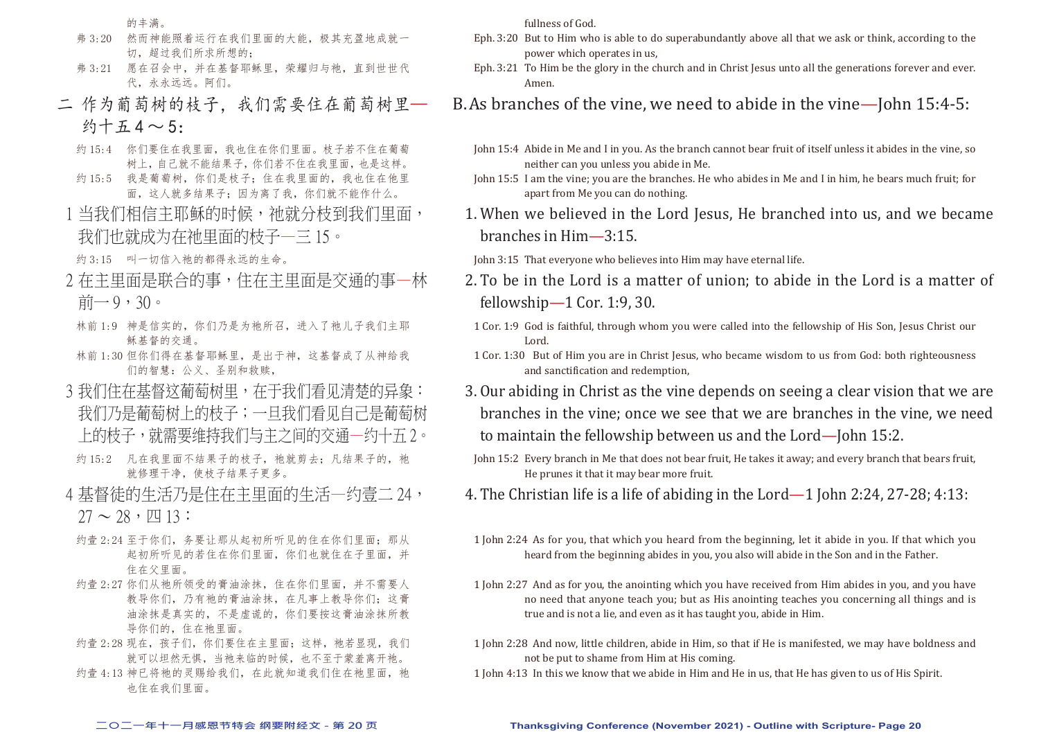的丰满。

弗 3:20　然而神能照着运行在我们里面的大能，极其充盈地成就一切，超过我们所求所想的；

弗 3:21　愿在召会中，并在基督耶稣里，荣耀归与祂，直到世世代代，永永远远。阿们。

## 二 作为葡萄树的枝子，我们需要住在葡萄树里—约十五 4 ～ 5：

约 15:4　你们要住在我里面，我也住在你们里面。枝子若不住在葡萄树上，自己就不能结果子，你们若不住在我里面，也是这样。

约 15:5　我是葡萄树，你们是枝子；住在我里面的，我也住在他里面，这人就多结果子；因为离了我，你们就不能作什么。

1 当我们相信主耶稣的时候，祂就分枝到我们里面，我们也就成为在祂里面的枝子—三 15。

约 3:15　叫一切信入祂的都得永远的生命。

2 在主里面是联合的事，住在主里面是交通的事—林前一 9，30。

林前 1:9　神是信实的，你们乃是为祂所召，进入了祂儿子我们主耶稣基督的交通。

林前 1:30 但你们得在基督耶稣里，是出于神，这基督成了从神给我们的智慧：公义、圣别和救赎，

3 我们住在基督这葡萄树里，在于我们看见清楚的异象：我们乃是葡萄树上的枝子；一旦我们看见自己是葡萄树上的枝子，就需要维持我们与主之间的交通—约十五 2。

约 15:2　凡在我里面不结果子的枝子，祂就剪去；凡结果子的，祂就修理干净，使枝子结果子更多。

4 基督徒的生活乃是住在主里面的生活—约壹二 24，27 ～ 28，四 13：

约壹 2:24 至于你们，务要让那从起初所听见的住在你们里面；那从起初所听见的若住在你们里面，你们也就住在子里面，并住在父里面。

约壹 2:27 你们从祂所领受的膏油涂抹，住在你们里面，并不需要人教导你们，乃有祂的膏油涂抹，在凡事上教导你们；这膏油涂抹是真实的，不是虚谎的，你们要按这膏油涂抹所教导你们的，住在祂里面。

约壹 2:28 现在，孩子们，你们要住在主里面；这样，祂若显现，我们就可以坦然无惧，当祂来临的时候，也不至于蒙羞离开祂。

约壹 4:13 神已将祂的灵赐给我们，在此就知道我们住在祂里面，祂也住在我们里面。

fullness of God.

Eph. 3:20　But to Him who is able to do superabundantly above all that we ask or think, according to the power which operates in us,

Eph. 3:21　To Him be the glory in the church and in Christ Jesus unto all the generations forever and ever. Amen.

## B. As branches of the vine, we need to abide in the vine—John 15:4-5:

John 15:4　Abide in Me and I in you. As the branch cannot bear fruit of itself unless it abides in the vine, so neither can you unless you abide in Me.

John 15:5　I am the vine; you are the branches. He who abides in Me and I in him, he bears much fruit; for apart from Me you can do nothing.

1. When we believed in the Lord Jesus, He branched into us, and we became branches in Him—3:15.

John 3:15　That everyone who believes into Him may have eternal life.

2. To be in the Lord is a matter of union; to abide in the Lord is a matter of fellowship—1 Cor. 1:9, 30.

1 Cor. 1:9　God is faithful, through whom you were called into the fellowship of His Son, Jesus Christ our Lord.

1 Cor. 1:30　But of Him you are in Christ Jesus, who became wisdom to us from God: both righteousness and sanctification and redemption,

3. Our abiding in Christ as the vine depends on seeing a clear vision that we are branches in the vine; once we see that we are branches in the vine, we need to maintain the fellowship between us and the Lord—John 15:2.

John 15:2　Every branch in Me that does not bear fruit, He takes it away; and every branch that bears fruit, He prunes it that it may bear more fruit.

4. The Christian life is a life of abiding in the Lord—1 John 2:24, 27-28; 4:13:

1 John 2:24　As for you, that which you heard from the beginning, let it abide in you. If that which you heard from the beginning abides in you, you also will abide in the Son and in the Father.

1 John 2:27　And as for you, the anointing which you have received from Him abides in you, and you have no need that anyone teach you; but as His anointing teaches you concerning all things and is true and is not a lie, and even as it has taught you, abide in Him.

1 John 2:28　And now, little children, abide in Him, so that if He is manifested, we may have boldness and not be put to shame from Him at His coming.

1 John 4:13　In this we know that we abide in Him and He in us, that He has given to us of His Spirit.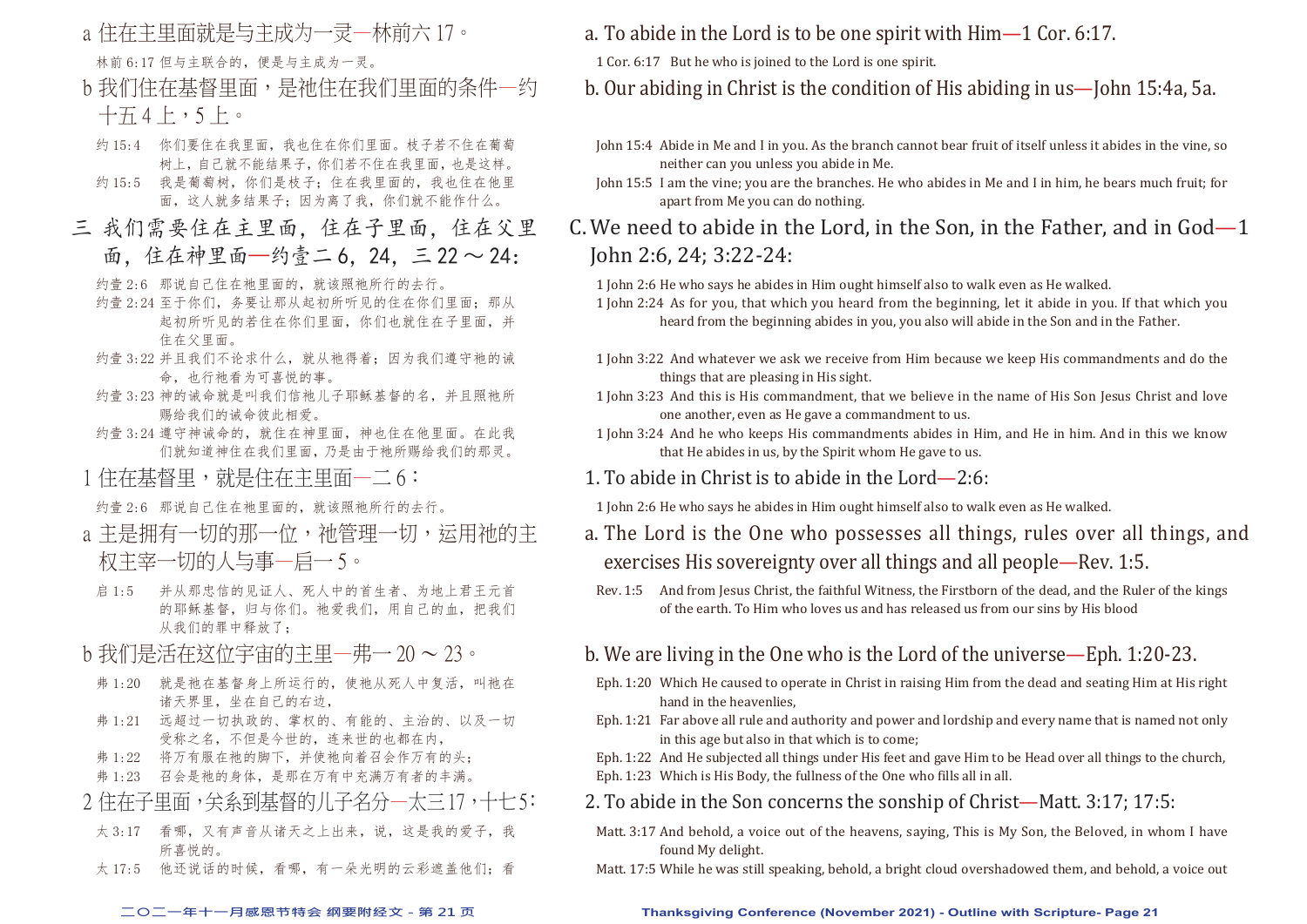a 住在主里面就是与主成为一灵—林前六 17。

林前 6:17 但与主联合的，便是与主成为一灵。

b 我们住在基督里面，是祂住在我们里面的条件—约十五 4 上，5 上。

约 15:4 你们要住在我里面，我也住在你们里面。枝子若不住在葡萄树上，自己就不能结果子，你们若不住在我里面，也是这样。

约 15:5 我是葡萄树，你们是枝子；住在我里面的，我也住在他里面，这人就多结果子；因为离了我，你们就不能作什么。

## 三 我们需要住在主里面，住在子里面，住在父里面，住在神里面—约壹二 6，24，三 22 ～ 24：

约壹 2:6 那说自己住在祂里面的，就该照祂所行的去行。

约壹 2:24 至于你们，务要让那从起初所听见的住在你们里面；那从起初所听见的若住在你们里面，你们也就住在子里面，并住在父里面。

约壹 3:22 并且我们不论求什么，就从祂得着；因为我们遵守祂的诫命，也行祂看为可喜悦的事。

约壹 3:23 神的诫命就是叫我们信祂儿子耶稣基督的名，并且照祂所赐给我们的诫命彼此相爱。

约壹 3:24 遵守神诫命的，就住在神里面，神也住在他里面。在此我们就知道神住在我们里面，乃是由于祂所赐给我们的那灵。

1 住在基督里，就是住在主里面—二 6：

约壹 2:6 那说自己住在祂里面的，就该照祂所行的去行。

a 主是拥有一切的那一位，祂管理一切，运用祂的主权主宰一切的人与事—启一 5。

启 1:5 并从那忠信的见证人、死人中的首生者、为地上君王元首的耶稣基督，归与你们。祂爱我们，用自己的血，把我们从我们的罪中释放了；

b 我们是活在这位宇宙的主里—弗一 20 ～ 23。

弗 1:20 就是祂在基督身上所运行的，使祂从死人中复活，叫祂在诸天界里，坐在自己的右边，

弗 1:21 远超过一切执政的、掌权的、有能的、主治的、以及一切受称之名，不但是今世的，连来世的也都在内，

弗 1:22 将万有服在祂的脚下，并使祂向着召会作万有的头；

弗 1:23 召会是祂的身体，是那在万有中充满万有者的丰满。

2 住在子里面，关系到基督的儿子名分—太三 17，十七 5：

太 3:17 看哪，又有声音从诸天之上出来，说，这是我的爱子，我所喜悦的。

太 17:5 他还说话的时候，看哪，有一朵光明的云彩遮盖他们；看

---

a. To abide in the Lord is to be one spirit with Him—1 Cor. 6:17.

1 Cor. 6:17 But he who is joined to the Lord is one spirit.

b. Our abiding in Christ is the condition of His abiding in us—John 15:4a, 5a.

John 15:4 Abide in Me and I in you. As the branch cannot bear fruit of itself unless it abides in the vine, so neither can you unless you abide in Me.

John 15:5 I am the vine; you are the branches. He who abides in Me and I in him, he bears much fruit; for apart from Me you can do nothing.

## C. We need to abide in the Lord, in the Son, in the Father, and in God—1 John 2:6, 24; 3:22-24:

1 John 2:6 He who says he abides in Him ought himself also to walk even as He walked.

1 John 2:24 As for you, that which you heard from the beginning, let it abide in you. If that which you heard from the beginning abides in you, you also will abide in the Son and in the Father.

1 John 3:22 And whatever we ask we receive from Him because we keep His commandments and do the things that are pleasing in His sight.

1 John 3:23 And this is His commandment, that we believe in the name of His Son Jesus Christ and love one another, even as He gave a commandment to us.

1 John 3:24 And he who keeps His commandments abides in Him, and He in him. And in this we know that He abides in us, by the Spirit whom He gave to us.

1. To abide in Christ is to abide in the Lord—2:6:

1 John 2:6 He who says he abides in Him ought himself also to walk even as He walked.

a. The Lord is the One who possesses all things, rules over all things, and exercises His sovereignty over all things and all people—Rev. 1:5.

Rev. 1:5 And from Jesus Christ, the faithful Witness, the Firstborn of the dead, and the Ruler of the kings of the earth. To Him who loves us and has released us from our sins by His blood

b. We are living in the One who is the Lord of the universe—Eph. 1:20-23.

Eph. 1:20 Which He caused to operate in Christ in raising Him from the dead and seating Him at His right hand in the heavenlies,

Eph. 1:21 Far above all rule and authority and power and lordship and every name that is named not only in this age but also in that which is to come;

Eph. 1:22 And He subjected all things under His feet and gave Him to be Head over all things to the church,

Eph. 1:23 Which is His Body, the fullness of the One who fills all in all.

2. To abide in the Son concerns the sonship of Christ—Matt. 3:17; 17:5:

Matt. 3:17 And behold, a voice out of the heavens, saying, This is My Son, the Beloved, in whom I have found My delight.

Matt. 17:5 While he was still speaking, behold, a bright cloud overshadowed them, and behold, a voice out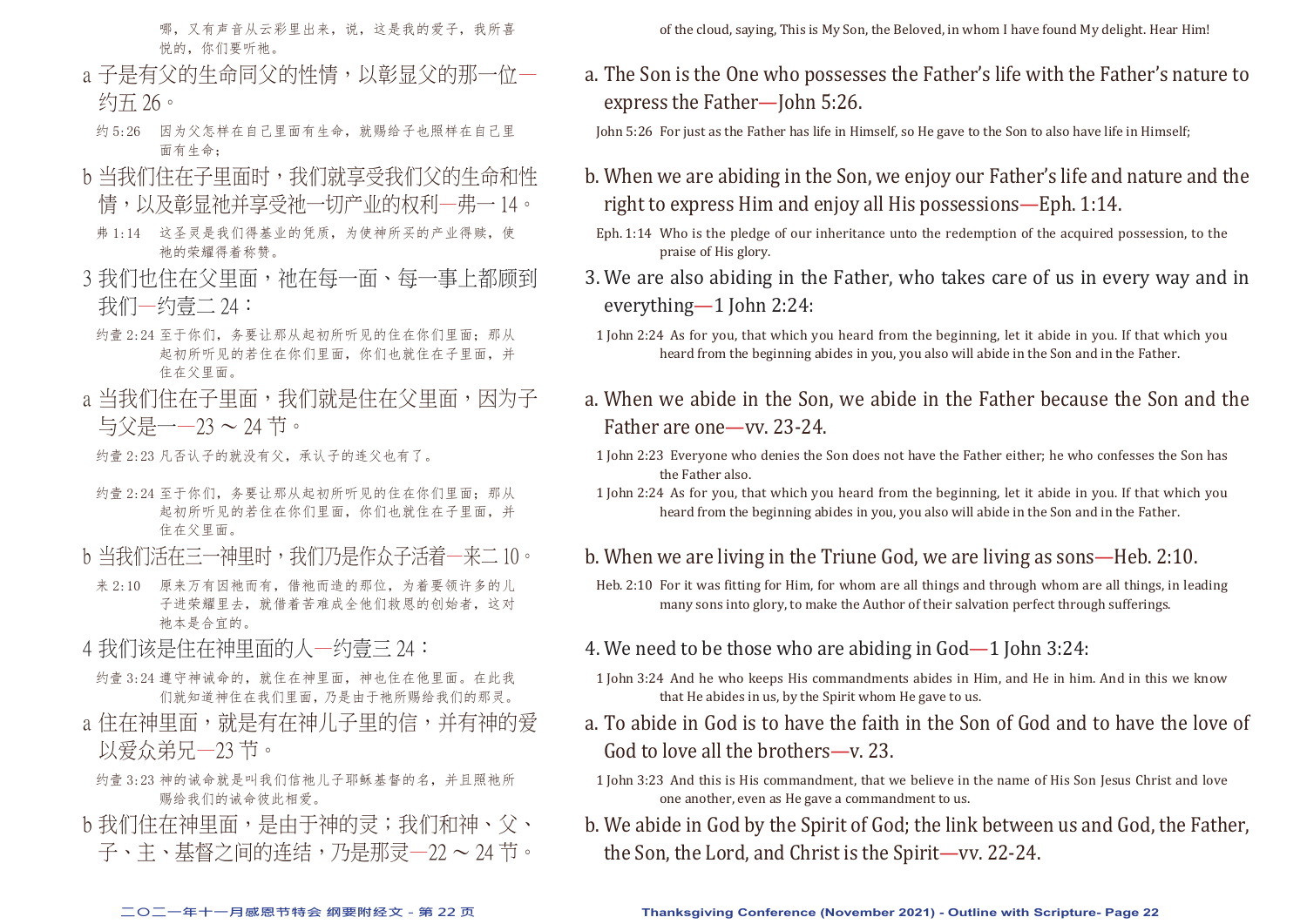哪，又有声音从云彩里出来，说，这是我的爱子，我所喜悦的，你们要听祂。

a 子是有父的生命同父的性情，以彰显父的那一位—约五 26。

约 5:26　因为父怎样在自己里面有生命，就赐给子也照样在自己里面有生命；

b 当我们住在子里面时，我们就享受我们父的生命和性情，以及彰显祂并享受祂一切产业的权利—弗一 14。

弗 1:14　这圣灵是我们得基业的凭质，为使神所买的产业得赎，使祂的荣耀得着称赞。

3 我们也住在父里面，祂在每一面、每一事上都顾到我们—约壹二 24：

约壹 2:24　至于你们，务要让那从起初所听见的住在你们里面；那从起初所听见的若住在你们里面，你们也就住在子里面，并住在父里面。

a 当我们住在子里面，我们就是住在父里面，因为子与父是一—23 ～ 24 节。

约壹 2:23　凡否认子的就没有父，承认子的连父也有了。

约壹 2:24　至于你们，务要让那从起初所听见的住在你们里面；那从起初所听见的若住在你们里面，你们也就住在子里面，并住在父里面。

b 当我们活在三一神里时，我们乃是作众子活着—来二 10。

来 2:10　原来万有因祂而有，借祂而造的那位，为着要领许多的儿子进荣耀里去，就借着苦难成全他们救恩的创始者，这对祂本是合宜的。

4 我们该是住在神里面的人—约壹三 24：

约壹 3:24　遵守神诫命的，就住在神里面，神也住在他里面。在此我们就知道神住在我们里面，乃是由于祂所赐给我们的那灵。

a 住在神里面，就是有在神儿子里的信，并有神的爱以爱众弟兄—23 节。

约壹 3:23　神的诫命就是叫我们信祂儿子耶稣基督的名，并且照祂所赐给我们的诫命彼此相爱。

b 我们住在神里面，是由于神的灵；我们和神、父、子、主、基督之间的连结，乃是那灵—22 ～ 24 节。

---

of the cloud, saying, This is My Son, the Beloved, in whom I have found My delight. Hear Him!

a. The Son is the One who possesses the Father's life with the Father's nature to express the Father—John 5:26.

John 5:26　For just as the Father has life in Himself, so He gave to the Son to also have life in Himself;

b. When we are abiding in the Son, we enjoy our Father's life and nature and the right to express Him and enjoy all His possessions—Eph. 1:14.

Eph. 1:14　Who is the pledge of our inheritance unto the redemption of the acquired possession, to the praise of His glory.

3. We are also abiding in the Father, who takes care of us in every way and in everything—1 John 2:24:

1 John 2:24　As for you, that which you heard from the beginning, let it abide in you. If that which you heard from the beginning abides in you, you also will abide in the Son and in the Father.

a. When we abide in the Son, we abide in the Father because the Son and the Father are one—vv. 23-24.

1 John 2:23　Everyone who denies the Son does not have the Father either; he who confesses the Son has the Father also.

1 John 2:24　As for you, that which you heard from the beginning, let it abide in you. If that which you heard from the beginning abides in you, you also will abide in the Son and in the Father.

b. When we are living in the Triune God, we are living as sons—Heb. 2:10.

Heb. 2:10　For it was fitting for Him, for whom are all things and through whom are all things, in leading many sons into glory, to make the Author of their salvation perfect through sufferings.

4. We need to be those who are abiding in God—1 John 3:24:

1 John 3:24　And he who keeps His commandments abides in Him, and He in him. And in this we know that He abides in us, by the Spirit whom He gave to us.

a. To abide in God is to have the faith in the Son of God and to have the love of God to love all the brothers—v. 23.

1 John 3:23　And this is His commandment, that we believe in the name of His Son Jesus Christ and love one another, even as He gave a commandment to us.

b. We abide in God by the Spirit of God; the link between us and God, the Father, the Son, the Lord, and Christ is the Spirit—vv. 22-24.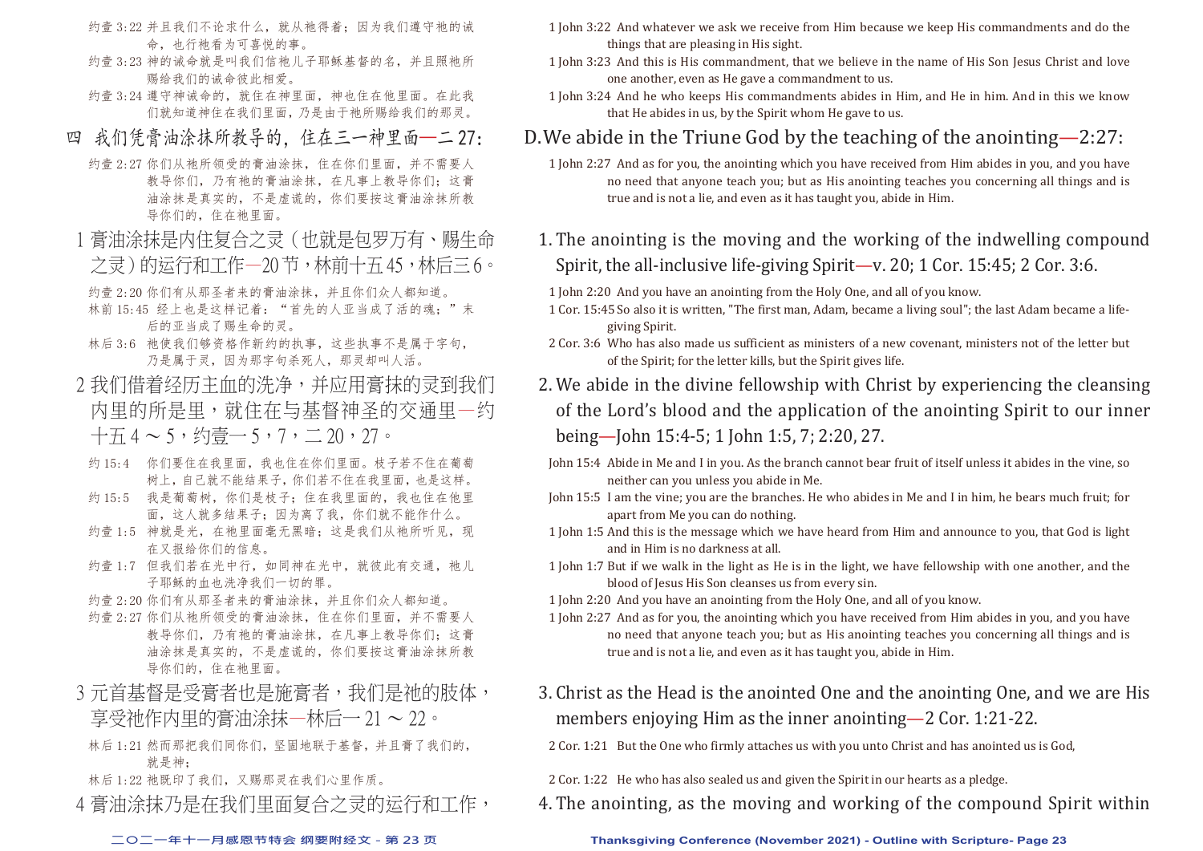约壹 3:22 并且我们不论求什么，就从祂得着；因为我们遵守祂的诫命，也行祂看为可喜悦的事。

约壹 3:23 神的诫命就是叫我们信祂儿子耶稣基督的名，并且照祂所赐给我们的诫命彼此相爱。

约壹 3:24 遵守神诫命的，就住在神里面，神也住在他里面。在此我们就知道神住在我们里面，乃是由于祂所赐给我们的那灵。

## 四 我们凭膏油涂抹所教导的，住在三一神里面—二 27：

约壹 2:27 你们从祂所领受的膏油涂抹，住在你们里面，并不需要人教导你们，乃有祂的膏油涂抹，在凡事上教导你们；这膏油涂抹是真实的，不是虚谎的，你们要按这膏油涂抹所教导你们的，住在祂里面。

1 膏油涂抹是内住复合之灵（也就是包罗万有、赐生命之灵）的运行和工作—20 节，林前十五 45，林后三 6。

约壹 2:20 你们有从那圣者来的膏油涂抹，并且你们众人都知道。

林前 15:45 经上也是这样记着："首先的人亚当成了活的魂；"末后的亚当成了赐生命的灵。

林后 3:6 祂使我们够资格作新约的执事，这些执事不是属于字句，乃是属于灵，因为那字句杀死人，那灵却叫人活。

2 我们借着经历主血的洗净，并应用膏抹的灵到我们内里的所是里，就住在与基督神圣的交通里—约十五 4 ～ 5，约壹一 5，7，二 20，27。

约 15:4 你们要住在我里面，我也住在你们里面。枝子若不住在葡萄树上，自己就不能结果子，你们若不住在我里面，也是这样。

约 15:5 我是葡萄树，你们是枝子；住在我里面的，我也住在他里面，这人就多结果子；因为离了我，你们就不能作什么。

约壹 1:5 神就是光，在祂里面毫无黑暗；这是我们从祂所听见，现在又报给你们的信息。

约壹 1:7 但我们若在光中行，如同神在光中，就彼此有交通，祂儿子耶稣的血也洗净我们一切的罪。

约壹 2:20 你们有从那圣者来的膏油涂抹，并且你们众人都知道。

约壹 2:27 你们从祂所领受的膏油涂抹，住在你们里面，并不需要人教导你们，乃有祂的膏油涂抹，在凡事上教导你们；这膏油涂抹是真实的，不是虚谎的，你们要按这膏油涂抹所教导你们的，住在祂里面。

3 元首基督是受膏者也是施膏者，我们是祂的肢体，享受祂作内里的膏油涂抹—林后一 21 ～ 22。

林后 1:21 然而那把我们同你们，坚固地联于基督，并且膏了我们的，就是神；

林后 1:22 祂既印了我们，又赐那灵在我们心里作质。

4 膏油涂抹乃是在我们里面复合之灵的运行和工作，

---

1 John 3:22 And whatever we ask we receive from Him because we keep His commandments and do the things that are pleasing in His sight.

1 John 3:23 And this is His commandment, that we believe in the name of His Son Jesus Christ and love one another, even as He gave a commandment to us.

1 John 3:24 And he who keeps His commandments abides in Him, and He in him. And in this we know that He abides in us, by the Spirit whom He gave to us.

## D. We abide in the Triune God by the teaching of the anointing—2:27:

1 John 2:27 And as for you, the anointing which you have received from Him abides in you, and you have no need that anyone teach you; but as His anointing teaches you concerning all things and is true and is not a lie, and even as it has taught you, abide in Him.

1. The anointing is the moving and the working of the indwelling compound Spirit, the all-inclusive life-giving Spirit—v. 20; 1 Cor. 15:45; 2 Cor. 3:6.

1 John 2:20 And you have an anointing from the Holy One, and all of you know.

1 Cor. 15:45 So also it is written, "The first man, Adam, became a living soul"; the last Adam became a life-giving Spirit.

2 Cor. 3:6 Who has also made us sufficient as ministers of a new covenant, ministers not of the letter but of the Spirit; for the letter kills, but the Spirit gives life.

2. We abide in the divine fellowship with Christ by experiencing the cleansing of the Lord's blood and the application of the anointing Spirit to our inner being—John 15:4-5; 1 John 1:5, 7; 2:20, 27.

John 15:4 Abide in Me and I in you. As the branch cannot bear fruit of itself unless it abides in the vine, so neither can you unless you abide in Me.

John 15:5 I am the vine; you are the branches. He who abides in Me and I in him, he bears much fruit; for apart from Me you can do nothing.

1 John 1:5 And this is the message which we have heard from Him and announce to you, that God is light and in Him is no darkness at all.

1 John 1:7 But if we walk in the light as He is in the light, we have fellowship with one another, and the blood of Jesus His Son cleanses us from every sin.

1 John 2:20 And you have an anointing from the Holy One, and all of you know.

1 John 2:27 And as for you, the anointing which you have received from Him abides in you, and you have no need that anyone teach you; but as His anointing teaches you concerning all things and is true and is not a lie, and even as it has taught you, abide in Him.

3. Christ as the Head is the anointed One and the anointing One, and we are His members enjoying Him as the inner anointing—2 Cor. 1:21-22.

2 Cor. 1:21 But the One who firmly attaches us with you unto Christ and has anointed us is God,

2 Cor. 1:22 He who has also sealed us and given the Spirit in our hearts as a pledge.

4. The anointing, as the moving and working of the compound Spirit within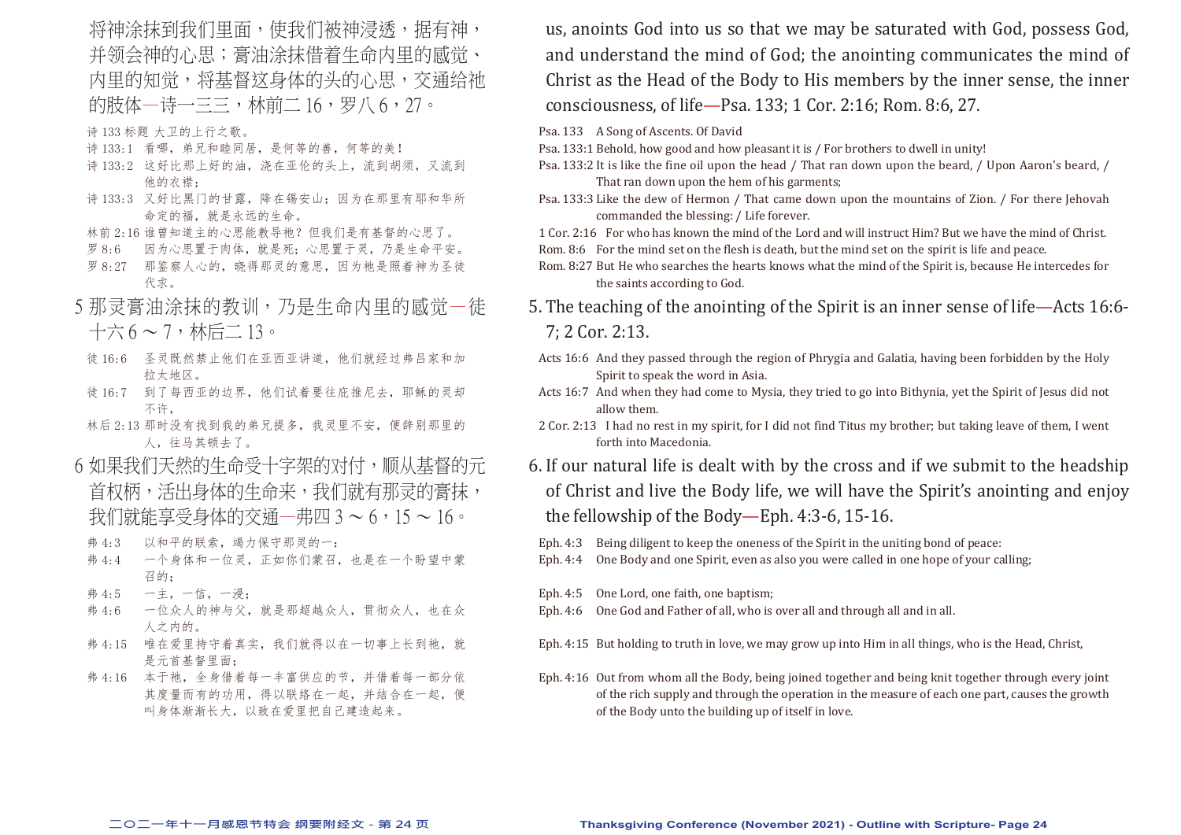将神涂抹到我们里面，使我们被神浸透，据有神，并领会神的心思；膏油涂抹借着生命内里的感觉、内里的知觉，将基督这身体的头的心思，交通给祂的肢体—诗一三三，林前二16，罗八6，27。

诗133标题 大卫的上行之歌。
诗133:1 看哪，弟兄和睦同居，是何等的善，何等的美！
诗133:2 这好比那上好的油，浇在亚伦的头上，流到胡须，又流到他的衣襟；
诗133:3 又好比黑门的甘露，降在锡安山；因为在那里有耶和华所命定的福，就是永远的生命。
林前2:16 谁曾知道主的心思能教导祂？但我们是有基督的心思了。
罗8:6 因为心思置于肉体，就是死；心思置于灵，乃是生命平安。
罗8:27 那鉴察人心的，晓得那灵的意思，因为祂是照着神为圣徒代求。

5 那灵膏油涂抹的教训，乃是生命内里的感觉—徒十六6～7，林后二13。

徒16:6 圣灵既然禁止他们在亚西亚讲道，他们就经过弗吕家和加拉太地区。
徒16:7 到了每西亚的边界，他们试着要往庇推尼去，耶稣的灵却不许，
林后2:13 那时没有找到我的弟兄提多，我灵里不安，便辞别那里的人，往马其顿去了。

6 如果我们天然的生命受十字架的对付，顺从基督的元首权柄，活出身体的生命来，我们就有那灵的膏抹，我们就能享受身体的交通—弗四3～6，15～16。

弗4:3 以和平的联索，竭力保守那灵的一：
弗4:4 一个身体和一位灵，正如你们蒙召，也是在一个盼望中蒙召的；
弗4:5 一主，一信，一浸；
弗4:6 一位众人的神与父，就是那超越众人，贯彻众人，也在众人之内的。
弗4:15 唯在爱里持守着真实，我们就得以在一切事上长到祂，就是元首基督里面；
弗4:16 本于祂，全身借着每一丰富供应的节，并借着每一部分依其度量而有的功用，得以联络在一起，并结合在一起，便叫身体渐渐长大，以致在爱里把自己建造起来。

us, anoints God into us so that we may be saturated with God, possess God, and understand the mind of God; the anointing communicates the mind of Christ as the Head of the Body to His members by the inner sense, the inner consciousness, of life—Psa. 133; 1 Cor. 2:16; Rom. 8:6, 27.

Psa. 133 A Song of Ascents. Of David
Psa. 133:1 Behold, how good and how pleasant it is / For brothers to dwell in unity!
Psa. 133:2 It is like the fine oil upon the head / That ran down upon the beard, / Upon Aaron's beard, / That ran down upon the hem of his garments;
Psa. 133:3 Like the dew of Hermon / That came down upon the mountains of Zion. / For there Jehovah commanded the blessing: / Life forever.
1 Cor. 2:16 For who has known the mind of the Lord and will instruct Him? But we have the mind of Christ.
Rom. 8:6 For the mind set on the flesh is death, but the mind set on the spirit is life and peace.
Rom. 8:27 But He who searches the hearts knows what the mind of the Spirit is, because He intercedes for the saints according to God.

5. The teaching of the anointing of the Spirit is an inner sense of life—Acts 16:6-7; 2 Cor. 2:13.

Acts 16:6 And they passed through the region of Phrygia and Galatia, having been forbidden by the Holy Spirit to speak the word in Asia.
Acts 16:7 And when they had come to Mysia, they tried to go into Bithynia, yet the Spirit of Jesus did not allow them.
2 Cor. 2:13 I had no rest in my spirit, for I did not find Titus my brother; but taking leave of them, I went forth into Macedonia.

6. If our natural life is dealt with by the cross and if we submit to the headship of Christ and live the Body life, we will have the Spirit's anointing and enjoy the fellowship of the Body—Eph. 4:3-6, 15-16.

Eph. 4:3 Being diligent to keep the oneness of the Spirit in the uniting bond of peace:
Eph. 4:4 One Body and one Spirit, even as also you were called in one hope of your calling;
Eph. 4:5 One Lord, one faith, one baptism;
Eph. 4:6 One God and Father of all, who is over all and through all and in all.
Eph. 4:15 But holding to truth in love, we may grow up into Him in all things, who is the Head, Christ,
Eph. 4:16 Out from whom all the Body, being joined together and being knit together through every joint of the rich supply and through the operation in the measure of each one part, causes the growth of the Body unto the building up of itself in love.